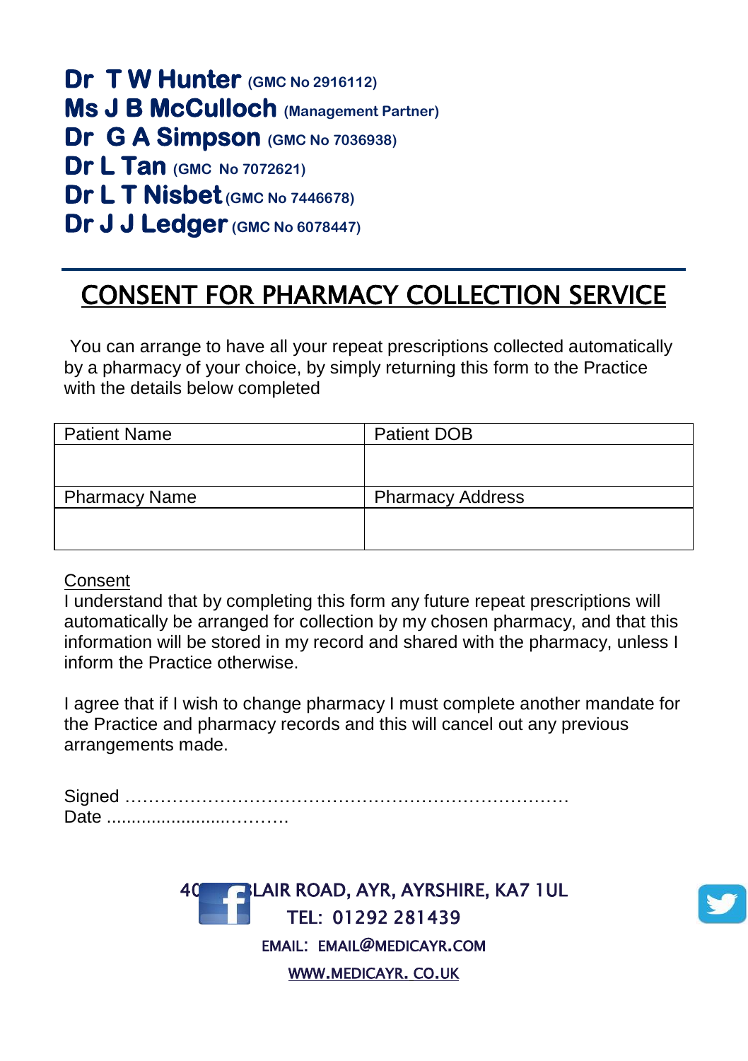**Dr T W Hunter** (GMC No 2916112)
**Ms J B McCulloch** (Management Partner)
**Dr G A Simpson** (GMC No 7036938)
**Dr L Tan** (GMC No 7072621)
**Dr L T Nisbet** (GMC No 7446678)
**Dr J J Ledger** (GMC No 6078447)

---

# CONSENT FOR PHARMACY COLLECTION SERVICE

You can arrange to have all your repeat prescriptions collected automatically by a pharmacy of your choice, by simply returning this form to the Practice with the details below completed

| Patient Name | Patient DOB |
|---|---|
| | |
| **Pharmacy Name** | **Pharmacy Address** |
| | |

Consent

I understand that by completing this form any future repeat prescriptions will automatically be arranged for collection by my chosen pharmacy, and that this information will be stored in my record and shared with the pharmacy, unless I inform the Practice otherwise.

I agree that if I wish to change pharmacy I must complete another mandate for the Practice and pharmacy records and this will cancel out any previous arrangements made.

Signed ………………………………………………………………
Date ..............................……….

40 BLAIR ROAD, AYR, AYRSHIRE, KA7 1UL
TEL: 01292 281439
EMAIL: EMAIL@MEDICAYR.COM
WWW.MEDICAYR. CO.UK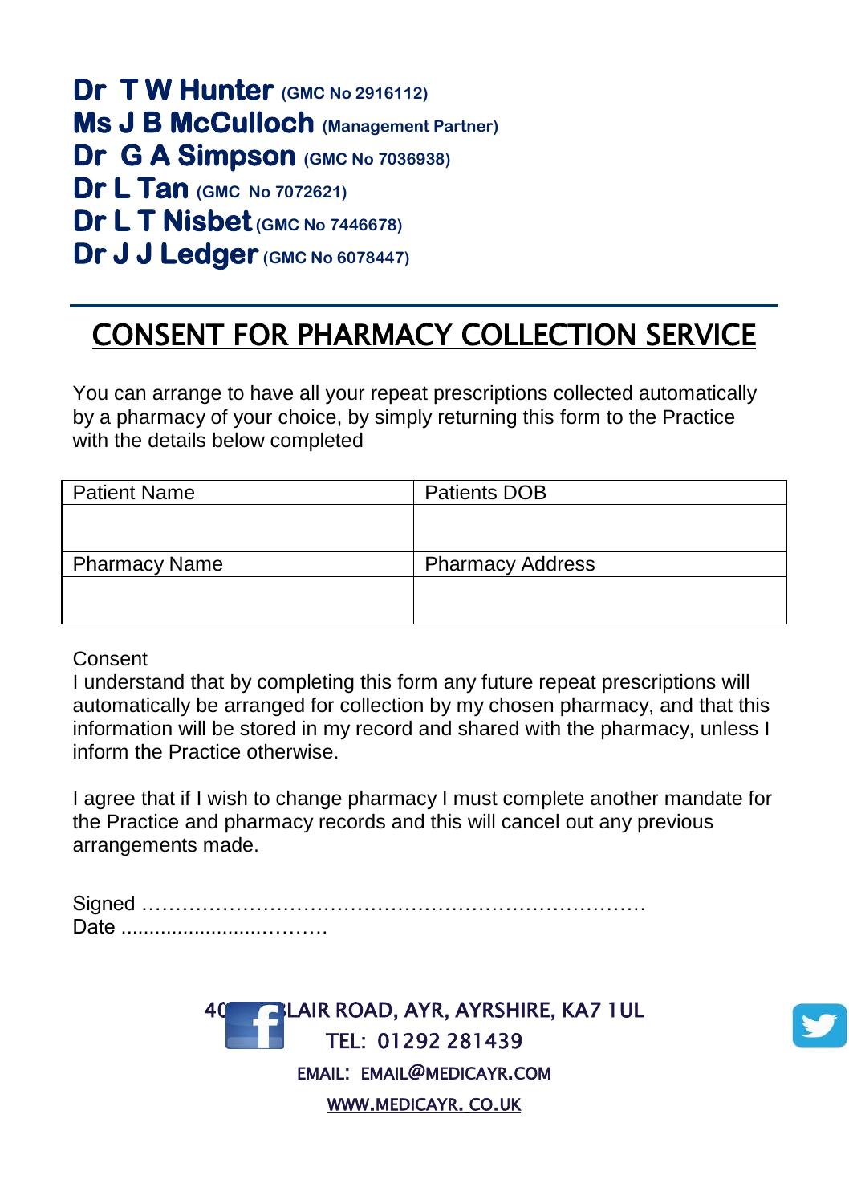**Dr T W Hunter** (GMC No 2916112)
**Ms J B McCulloch** (Management Partner)
**Dr G A Simpson** (GMC No 7036938)
**Dr L Tan** (GMC No 7072621)
**Dr L T Nisbet** (GMC No 7446678)
**Dr J J Ledger** (GMC No 6078447)

# CONSENT FOR PHARMACY COLLECTION SERVICE

You can arrange to have all your repeat prescriptions collected automatically by a pharmacy of your choice, by simply returning this form to the Practice with the details below completed

| Patient Name | Patients DOB |
|---|---|
| | |
| Pharmacy Name | Pharmacy Address |
| | |

Consent
I understand that by completing this form any future repeat prescriptions will automatically be arranged for collection by my chosen pharmacy, and that this information will be stored in my record and shared with the pharmacy, unless I inform the Practice otherwise.

I agree that if I wish to change pharmacy I must complete another mandate for the Practice and pharmacy records and this will cancel out any previous arrangements made.

Signed ……………………………………………………………………
Date ..................................………

40 BLAIR ROAD, AYR, AYRSHIRE, KA7 1UL
TEL: 01292 281439
EMAIL: EMAIL@MEDICAYR.COM
WWW.MEDICAYR. CO.UK